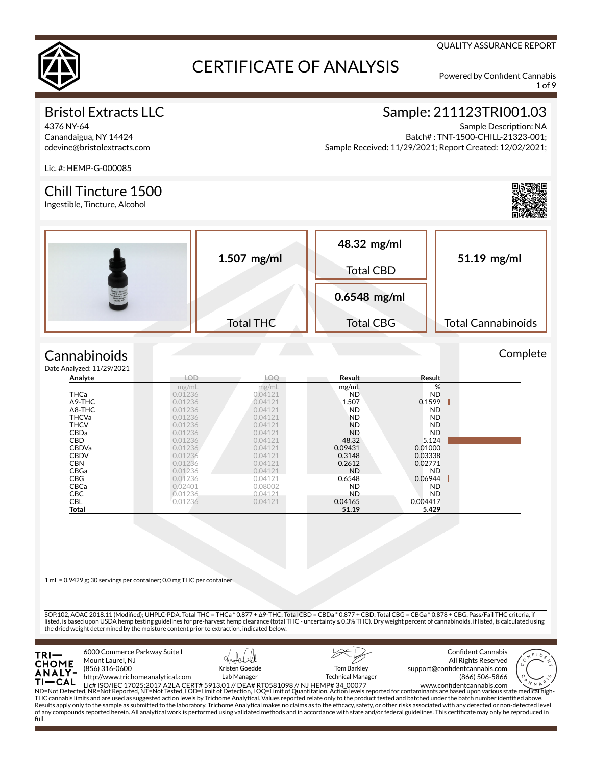QUALITY ASSURANCE REPORT

# CERTIFICATE OF ANALYSIS

Powered by Confident Cannabis

## Bristol Extracts LLC

4376 NY-64
Canandaigua, NY 14424
cdevine@bristolextracts.com

Lic. #: HEMP-G-000085

## Sample: 211123TRI001.03

Sample Description: NA
Batch# : TNT-1500-CHILL-21323-001;
Sample Received: 11/29/2021; Report Created: 12/02/2021;

## Chill Tincture 1500

Ingestible, Tincture, Alcohol

| Total THC | Total CBD | Total CBG | Total Cannabinoids |
|---|---|---|---|
| **1.507 mg/ml** | **48.32 mg/ml** | **0.6548 mg/ml** | **51.19 mg/ml** |

## Cannabinoids

Complete

Date Analyzed: 11/29/2021

| Analyte | LOD | LOQ | Result | Result |
|---|---|---|---|---|
| | mg/mL | mg/mL | mg/mL | % |
| THCa | 0.01236 | 0.04121 | ND | ND |
| Δ9-THC | 0.01236 | 0.04121 | 1.507 | 0.1599 |
| Δ8-THC | 0.01236 | 0.04121 | ND | ND |
| THCVa | 0.01236 | 0.04121 | ND | ND |
| THCV | 0.01236 | 0.04121 | ND | ND |
| CBDa | 0.01236 | 0.04121 | ND | ND |
| CBD | 0.01236 | 0.04121 | 48.32 | 5.124 |
| CBDVa | 0.01236 | 0.04121 | 0.09431 | 0.01000 |
| CBDV | 0.01236 | 0.04121 | 0.3148 | 0.03338 |
| CBN | 0.01236 | 0.04121 | 0.2612 | 0.02771 |
| CBGa | 0.01236 | 0.04121 | ND | ND |
| CBG | 0.01236 | 0.04121 | 0.6548 | 0.06944 |
| CBCa | 0.02401 | 0.08002 | ND | ND |
| CBC | 0.01236 | 0.04121 | ND | ND |
| CBL | 0.01236 | 0.04121 | 0.04165 | 0.004417 |
| **Total** | | | **51.19** | **5.429** |

1 mL = 0.9429 g; 30 servings per container; 0.0 mg THC per container

SOP.102, AOAC 2018.11 (Modified); UHPLC-PDA. Total THC = THCa * 0.877 + Δ9-THC; Total CBD = CBDa * 0.877 + CBD; Total CBG = CBGa * 0.878 + CBG. Pass/Fail THC criteria, if listed, is based upon USDA hemp testing guidelines for pre-harvest hemp clearance (total THC - uncertainty ≤ 0.3% THC). Dry weight percent of cannabinoids, if listed, is calculated using the dried weight determined by the moisture content prior to extraction, indicated below.

TRICHOME ANALYTICAL
6000 Commerce Parkway Suite I
Mount Laurel, NJ
(856) 316-0600
http://www.trichomeanalytical.com
Lic# ISO/IEC 17025:2017 A2LA CERT# 5913.01 // DEA# RT0581098 // NJ HEMP# 34_00077

Kristen Goedde
Lab Manager

Tom Barkley
Technical Manager

Confident Cannabis
All Rights Reserved
support@confidentcannabis.com
(866) 506-5866
www.confidentcannabis.com

ND=Not Detected, NR=Not Reported, NT=Not Tested, LOD=Limit of Detection, LOQ=Limit of Quantitation. Action levels reported for contaminants are based upon various state medical high-THC cannabis limits and are used as suggested action levels by Trichome Analytical. Values reported relate only to the product tested and batched under the batch number identified above. Results apply only to the sample as submitted to the laboratory. Trichome Analytical makes no claims as to the efficacy, safety, or other risks associated with any detected or non-detected level of any compounds reported herein. All analytical work is performed using validated methods and in accordance with state and/or federal guidelines. This certificate may only be reproduced in full.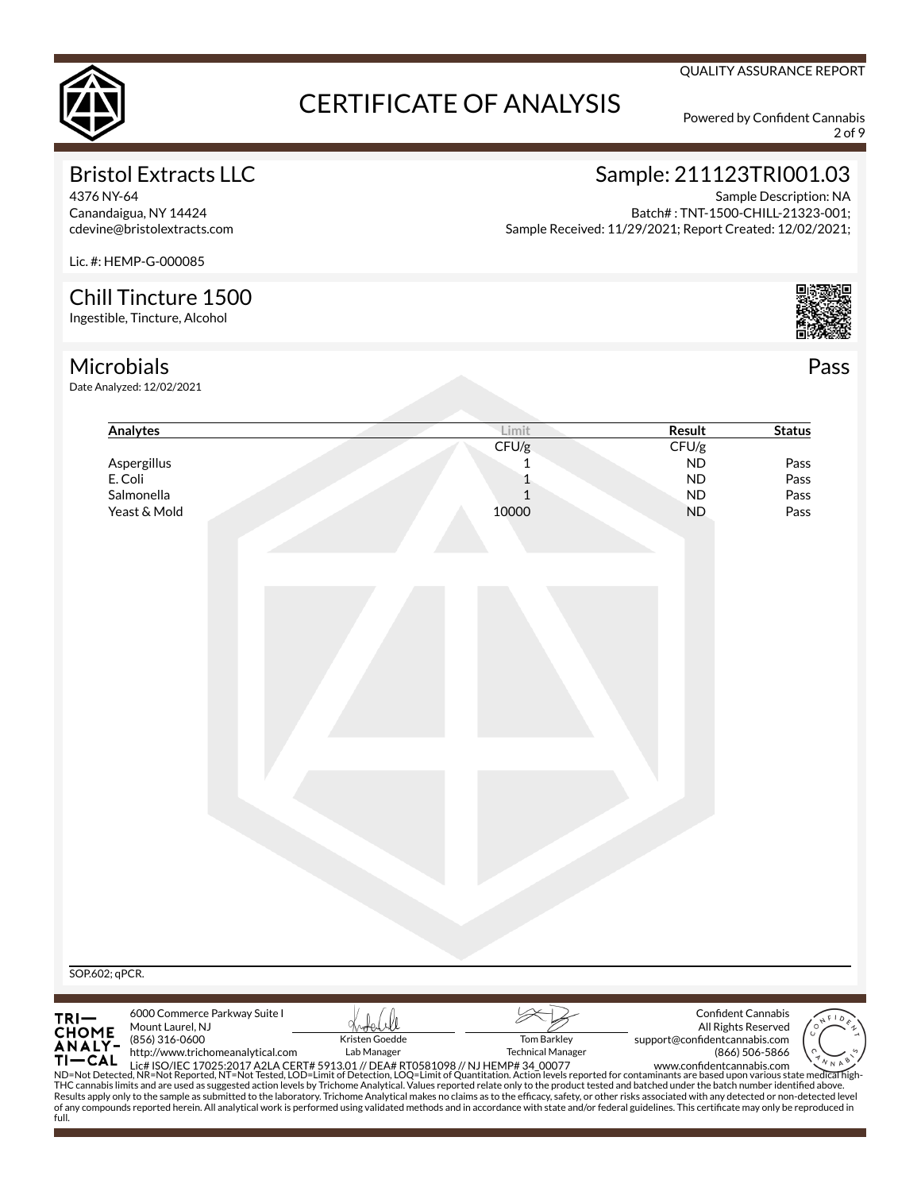QUALITY ASSURANCE REPORT

# CERTIFICATE OF ANALYSIS

Powered by Confident Cannabis

## Bristol Extracts LLC

4376 NY-64
Canandaigua, NY 14424
cdevine@bristolextracts.com

Lic. #: HEMP-G-000085

## Sample: 211123TRI001.03

Sample Description: NA
Batch# : TNT-1500-CHILL-21323-001;
Sample Received: 11/29/2021; Report Created: 12/02/2021;

## Chill Tincture 1500

Ingestible, Tincture, Alcohol

## Microbials

Pass

Date Analyzed: 12/02/2021

| Analytes | Limit | Result | Status |
|---|---|---|---|
| | CFU/g | CFU/g | |
| Aspergillus | 1 | ND | Pass |
| E. Coli | 1 | ND | Pass |
| Salmonella | 1 | ND | Pass |
| Yeast & Mold | 10000 | ND | Pass |

SOP.602; qPCR.

TRICHOME ANALYTICAL
6000 Commerce Parkway Suite I
Mount Laurel, NJ
(856) 316-0600
http://www.trichomeanalytical.com
Lic# ISO/IEC 17025:2017 A2LA CERT# 5913.01 // DEA# RT0581098 // NJ HEMP# 34_00077

Kristen Goedde
Lab Manager

Tom Barkley
Technical Manager

Confident Cannabis
All Rights Reserved
support@confidentcannabis.com
(866) 506-5866
www.confidentcannabis.com

ND=Not Detected, NR=Not Reported, NT=Not Tested, LOD=Limit of Detection, LOQ=Limit of Quantitation. Action levels reported for contaminants are based upon various state medical high-THC cannabis limits and are used as suggested action levels by Trichome Analytical. Values reported relate only to the product tested and batched under the batch number identified above. Results apply only to the sample as submitted to the laboratory. Trichome Analytical makes no claims as to the efficacy, safety, or other risks associated with any detected or non-detected level of any compounds reported herein. All analytical work is performed using validated methods and in accordance with state and/or federal guidelines. This certificate may only be reproduced in full.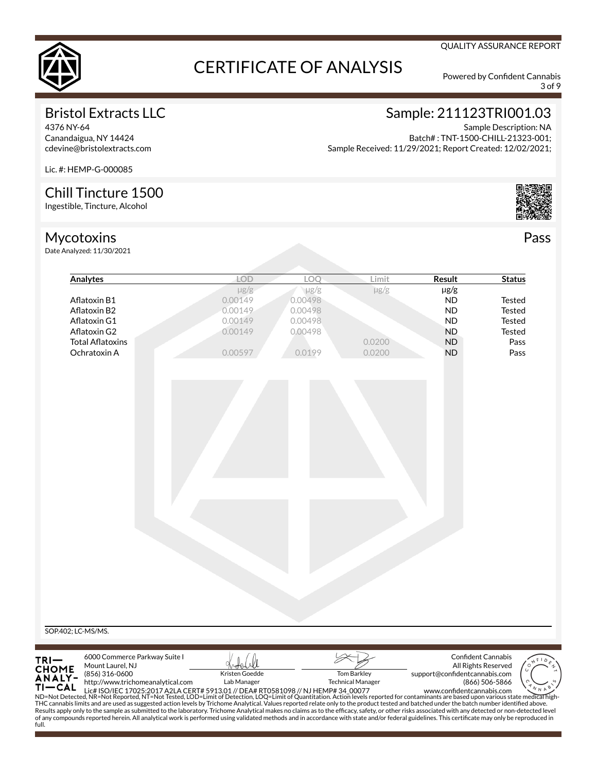QUALITY ASSURANCE REPORT

# CERTIFICATE OF ANALYSIS

Powered by Confident Cannabis

## Bristol Extracts LLC

4376 NY-64
Canandaigua, NY 14424
cdevine@bristolextracts.com

Lic. #: HEMP-G-000085

## Sample: 211123TRI001.03

Sample Description: NA
Batch# : TNT-1500-CHILL-21323-001;
Sample Received: 11/29/2021; Report Created: 12/02/2021;

## Chill Tincture 1500

Ingestible, Tincture, Alcohol

## Mycotoxins — Pass

Date Analyzed: 11/30/2021

| Analytes | LOD | LOQ | Limit | Result | Status |
|---|---|---|---|---|---|
| | μg/g | μg/g | μg/g | μg/g | |
| Aflatoxin B1 | 0.00149 | 0.00498 | | ND | Tested |
| Aflatoxin B2 | 0.00149 | 0.00498 | | ND | Tested |
| Aflatoxin G1 | 0.00149 | 0.00498 | | ND | Tested |
| Aflatoxin G2 | 0.00149 | 0.00498 | | ND | Tested |
| Total Aflatoxins | | | 0.0200 | ND | Pass |
| Ochratoxin A | 0.00597 | 0.0199 | 0.0200 | ND | Pass |

SOP.402; LC-MS/MS.

TRICHOME ANALYTICAL
6000 Commerce Parkway Suite I
Mount Laurel, NJ
(856) 316-0600
http://www.trichomeanalytical.com
Lic# ISO/IEC 17025:2017 A2LA CERT# 5913.01 // DEA# RT0581098 // NJ HEMP# 34_00077

Kristen Goedde
Lab Manager

Tom Barkley
Technical Manager

Confident Cannabis
All Rights Reserved
support@confidentcannabis.com
(866) 506-5866
www.confidentcannabis.com

ND=Not Detected, NR=Not Reported, NT=Not Tested, LOD=Limit of Detection, LOQ=Limit of Quantitation. Action levels reported for contaminants are based upon various state medical high-THC cannabis limits and are used as suggested action levels by Trichome Analytical. Values reported relate only to the product tested and batched under the batch number identified above. Results apply only to the sample as submitted to the laboratory. Trichome Analytical makes no claims as to the efficacy, safety, or other risks associated with any detected or non-detected level of any compounds reported herein. All analytical work is performed using validated methods and in accordance with state and/or federal guidelines. This certificate may only be reproduced in full.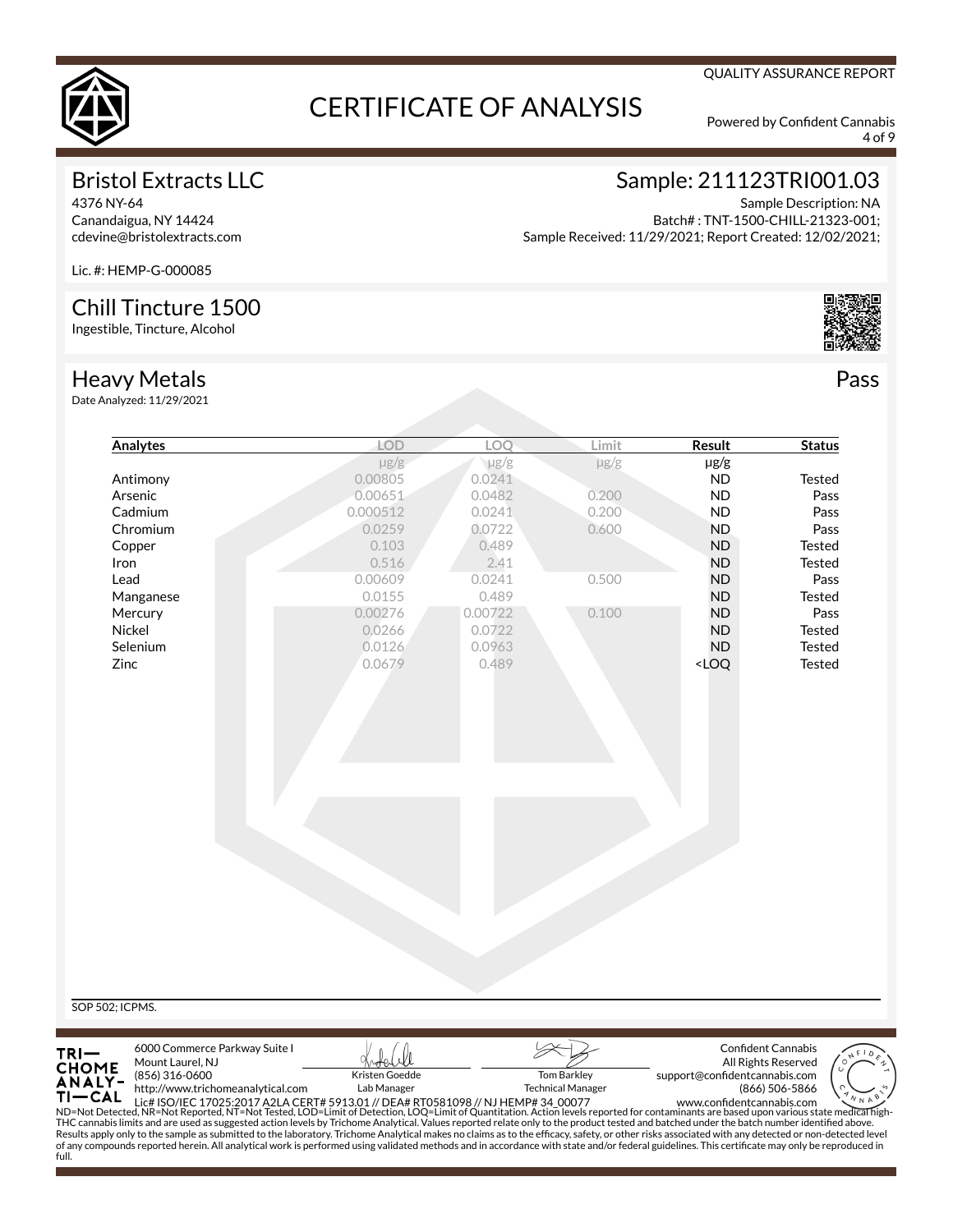QUALITY ASSURANCE REPORT

# CERTIFICATE OF ANALYSIS

Powered by Confident Cannabis

## Bristol Extracts LLC

4376 NY-64
Canandaigua, NY 14424
cdevine@bristolextracts.com

Lic. #: HEMP-G-000085

## Sample: 211123TRI001.03

Sample Description: NA
Batch# : TNT-1500-CHILL-21323-001;
Sample Received: 11/29/2021; Report Created: 12/02/2021;

## Chill Tincture 1500

Ingestible, Tincture, Alcohol

## Heavy Metals

Pass

Date Analyzed: 11/29/2021

| Analytes | LOD | LOQ | Limit | Result | Status |
|---|---|---|---|---|---|
| | μg/g | μg/g | μg/g | μg/g | |
| Antimony | 0.00805 | 0.0241 | | ND | Tested |
| Arsenic | 0.00651 | 0.0482 | 0.200 | ND | Pass |
| Cadmium | 0.000512 | 0.0241 | 0.200 | ND | Pass |
| Chromium | 0.0259 | 0.0722 | 0.600 | ND | Pass |
| Copper | 0.103 | 0.489 | | ND | Tested |
| Iron | 0.516 | 2.41 | | ND | Tested |
| Lead | 0.00609 | 0.0241 | 0.500 | ND | Pass |
| Manganese | 0.0155 | 0.489 | | ND | Tested |
| Mercury | 0.00276 | 0.00722 | 0.100 | ND | Pass |
| Nickel | 0.0266 | 0.0722 | | ND | Tested |
| Selenium | 0.0126 | 0.0963 | | ND | Tested |
| Zinc | 0.0679 | 0.489 | | <LOQ | Tested |

SOP 502; ICPMS.

TRICHOME ANALYTICAL
6000 Commerce Parkway Suite I
Mount Laurel, NJ
(856) 316-0600
http://www.trichomeanalytical.com
Lic# ISO/IEC 17025:2017 A2LA CERT# 5913.01 // DEA# RT0581098 // NJ HEMP# 34_00077

Kristen Goedde
Lab Manager

Tom Barkley
Technical Manager

Confident Cannabis
All Rights Reserved
support@confidentcannabis.com
(866) 506-5866
www.confidentcannabis.com

ND=Not Detected, NR=Not Reported, NT=Not Tested, LOD=Limit of Detection, LOQ=Limit of Quantitation. Action levels reported for contaminants are based upon various state medical high-THC cannabis limits and are used as suggested action levels by Trichome Analytical. Values reported relate only to the product tested and batched under the batch number identified above. Results apply only to the sample as submitted to the laboratory. Trichome Analytical makes no claims as to the efficacy, safety, or other risks associated with any detected or non-detected level of any compounds reported herein. All analytical work is performed using validated methods and in accordance with state and/or federal guidelines. This certificate may only be reproduced in full.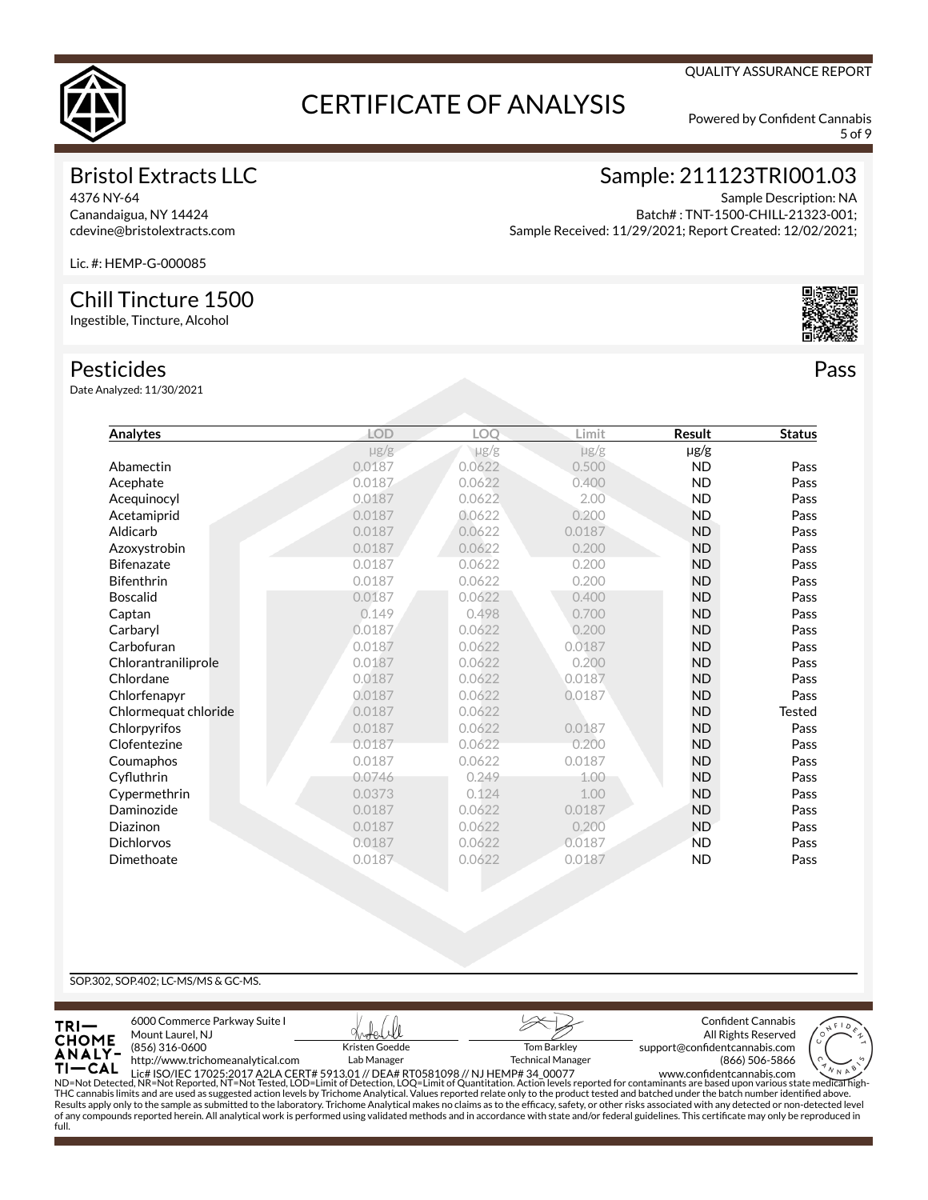# CERTIFICATE OF ANALYSIS

QUALITY ASSURANCE REPORT

Powered by Confident Cannabis

## Bristol Extracts LLC

4376 NY-64
Canandaigua, NY 14424
cdevine@bristolextracts.com

Lic. #: HEMP-G-000085

## Sample: 211123TRI001.03

Sample Description: NA
Batch# : TNT-1500-CHILL-21323-001;
Sample Received: 11/29/2021; Report Created: 12/02/2021;

## Chill Tincture 1500

Ingestible, Tincture, Alcohol

## Pesticides

Pass

Date Analyzed: 11/30/2021

| Analytes | LOD | LOQ | Limit | Result | Status |
|---|---|---|---|---|---|
| | μg/g | μg/g | μg/g | μg/g | |
| Abamectin | 0.0187 | 0.0622 | 0.500 | ND | Pass |
| Acephate | 0.0187 | 0.0622 | 0.400 | ND | Pass |
| Acequinocyl | 0.0187 | 0.0622 | 2.00 | ND | Pass |
| Acetamiprid | 0.0187 | 0.0622 | 0.200 | ND | Pass |
| Aldicarb | 0.0187 | 0.0622 | 0.0187 | ND | Pass |
| Azoxystrobin | 0.0187 | 0.0622 | 0.200 | ND | Pass |
| Bifenazate | 0.0187 | 0.0622 | 0.200 | ND | Pass |
| Bifenthrin | 0.0187 | 0.0622 | 0.200 | ND | Pass |
| Boscalid | 0.0187 | 0.0622 | 0.400 | ND | Pass |
| Captan | 0.149 | 0.498 | 0.700 | ND | Pass |
| Carbaryl | 0.0187 | 0.0622 | 0.200 | ND | Pass |
| Carbofuran | 0.0187 | 0.0622 | 0.0187 | ND | Pass |
| Chlorantraniliprole | 0.0187 | 0.0622 | 0.200 | ND | Pass |
| Chlordane | 0.0187 | 0.0622 | 0.0187 | ND | Pass |
| Chlorfenapyr | 0.0187 | 0.0622 | 0.0187 | ND | Pass |
| Chlormequat chloride | 0.0187 | 0.0622 | | ND | Tested |
| Chlorpyrifos | 0.0187 | 0.0622 | 0.0187 | ND | Pass |
| Clofentezine | 0.0187 | 0.0622 | 0.200 | ND | Pass |
| Coumaphos | 0.0187 | 0.0622 | 0.0187 | ND | Pass |
| Cyfluthrin | 0.0746 | 0.249 | 1.00 | ND | Pass |
| Cypermethrin | 0.0373 | 0.124 | 1.00 | ND | Pass |
| Daminozide | 0.0187 | 0.0622 | 0.0187 | ND | Pass |
| Diazinon | 0.0187 | 0.0622 | 0.200 | ND | Pass |
| Dichlorvos | 0.0187 | 0.0622 | 0.0187 | ND | Pass |
| Dimethoate | 0.0187 | 0.0622 | 0.0187 | ND | Pass |

SOP.302, SOP.402; LC-MS/MS & GC-MS.

TRICHOME ANALYTICAL
6000 Commerce Parkway Suite I
Mount Laurel, NJ
(856) 316-0600
http://www.trichomeanalytical.com
Lic# ISO/IEC 17025:2017 A2LA CERT# 5913.01 // DEA# RT0581098 // NJ HEMP# 34_00077

Kristen Goedde
Lab Manager

Tom Barkley
Technical Manager

Confident Cannabis
All Rights Reserved
support@confidentcannabis.com
(866) 506-5866
www.confidentcannabis.com

ND=Not Detected, NR=Not Reported, NT=Not Tested, LOD=Limit of Detection, LOQ=Limit of Quantitation. Action levels reported for contaminants are based upon various state medical high-THC cannabis limits and are used as suggested action levels by Trichome Analytical. Values reported relate only to the product tested and batched under the batch number identified above. Results apply only to the sample as submitted to the laboratory. Trichome Analytical makes no claims as to the efficacy, safety, or other risks associated with any detected or non-detected level of any compounds reported herein. All analytical work is performed using validated methods and in accordance with state and/or federal guidelines. This certificate may only be reproduced in full.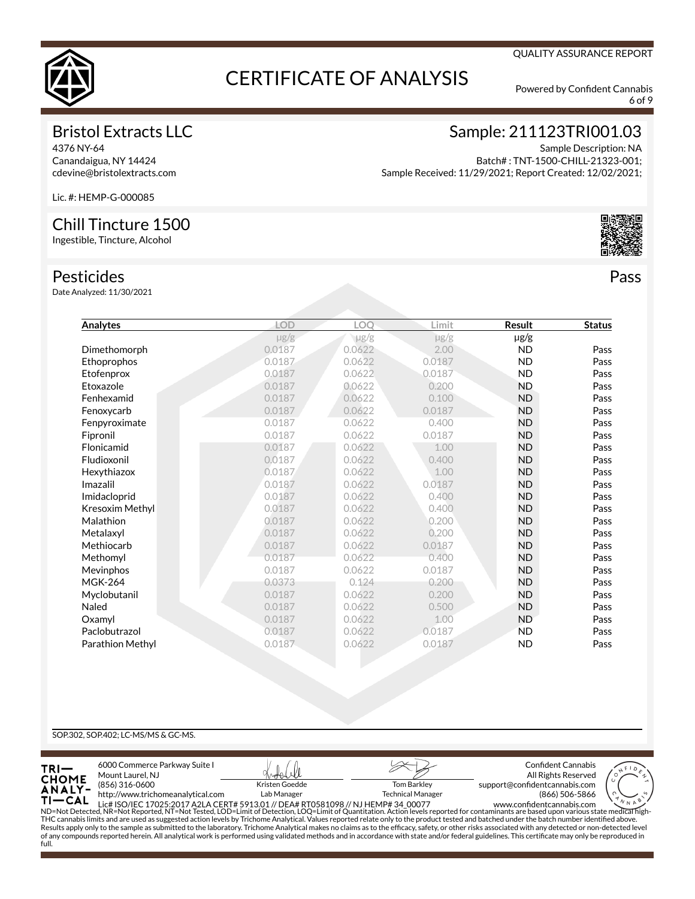QUALITY ASSURANCE REPORT

# CERTIFICATE OF ANALYSIS

Powered by Confident Cannabis

## Bristol Extracts LLC

4376 NY-64
Canandaigua, NY 14424
cdevine@bristolextracts.com

Lic. #: HEMP-G-000085

## Sample: 211123TRI001.03

Sample Description: NA
Batch# : TNT-1500-CHILL-21323-001;
Sample Received: 11/29/2021; Report Created: 12/02/2021;

## Chill Tincture 1500

Ingestible, Tincture, Alcohol

## Pesticides

**Pass**

Date Analyzed: 11/30/2021

| Analytes | LOD | LOQ | Limit | Result | Status |
|---|---|---|---|---|---|
| | μg/g | μg/g | μg/g | μg/g | |
| Dimethomorph | 0.0187 | 0.0622 | 2.00 | ND | Pass |
| Ethoprophos | 0.0187 | 0.0622 | 0.0187 | ND | Pass |
| Etofenprox | 0.0187 | 0.0622 | 0.0187 | ND | Pass |
| Etoxazole | 0.0187 | 0.0622 | 0.200 | ND | Pass |
| Fenhexamid | 0.0187 | 0.0622 | 0.100 | ND | Pass |
| Fenoxycarb | 0.0187 | 0.0622 | 0.0187 | ND | Pass |
| Fenpyroximate | 0.0187 | 0.0622 | 0.400 | ND | Pass |
| Fipronil | 0.0187 | 0.0622 | 0.0187 | ND | Pass |
| Flonicamid | 0.0187 | 0.0622 | 1.00 | ND | Pass |
| Fludioxonil | 0.0187 | 0.0622 | 0.400 | ND | Pass |
| Hexythiazox | 0.0187 | 0.0622 | 1.00 | ND | Pass |
| Imazalil | 0.0187 | 0.0622 | 0.0187 | ND | Pass |
| Imidacloprid | 0.0187 | 0.0622 | 0.400 | ND | Pass |
| Kresoxim Methyl | 0.0187 | 0.0622 | 0.400 | ND | Pass |
| Malathion | 0.0187 | 0.0622 | 0.200 | ND | Pass |
| Metalaxyl | 0.0187 | 0.0622 | 0.200 | ND | Pass |
| Methiocarb | 0.0187 | 0.0622 | 0.0187 | ND | Pass |
| Methomyl | 0.0187 | 0.0622 | 0.400 | ND | Pass |
| Mevinphos | 0.0187 | 0.0622 | 0.0187 | ND | Pass |
| MGK-264 | 0.0373 | 0.124 | 0.200 | ND | Pass |
| Myclobutanil | 0.0187 | 0.0622 | 0.200 | ND | Pass |
| Naled | 0.0187 | 0.0622 | 0.500 | ND | Pass |
| Oxamyl | 0.0187 | 0.0622 | 1.00 | ND | Pass |
| Paclobutrazol | 0.0187 | 0.0622 | 0.0187 | ND | Pass |
| Parathion Methyl | 0.0187 | 0.0622 | 0.0187 | ND | Pass |

SOP.302, SOP.402; LC-MS/MS & GC-MS.

TRICHOME ANALYTICAL
6000 Commerce Parkway Suite I
Mount Laurel, NJ
(856) 316-0600
http://www.trichomeanalytical.com
Lic# ISO/IEC 17025:2017 A2LA CERT# 5913.01 // DEA# RT0581098 // NJ HEMP# 34_00077

Kristen Goedde
Lab Manager

Tom Barkley
Technical Manager

Confident Cannabis
All Rights Reserved
support@confidentcannabis.com
(866) 506-5866
www.confidentcannabis.com

ND=Not Detected, NR=Not Reported, NT=Not Tested, LOD=Limit of Detection, LOQ=Limit of Quantitation. Action levels reported for contaminants are based upon various state medical high-THC cannabis limits and are used as suggested action levels by Trichome Analytical. Values reported relate only to the product tested and batched under the batch number identified above. Results apply only to the sample as submitted to the laboratory. Trichome Analytical makes no claims as to the efficacy, safety, or other risks associated with any detected or non-detected level of any compounds reported herein. All analytical work is performed using validated methods and in accordance with state and/or federal guidelines. This certificate may only be reproduced in full.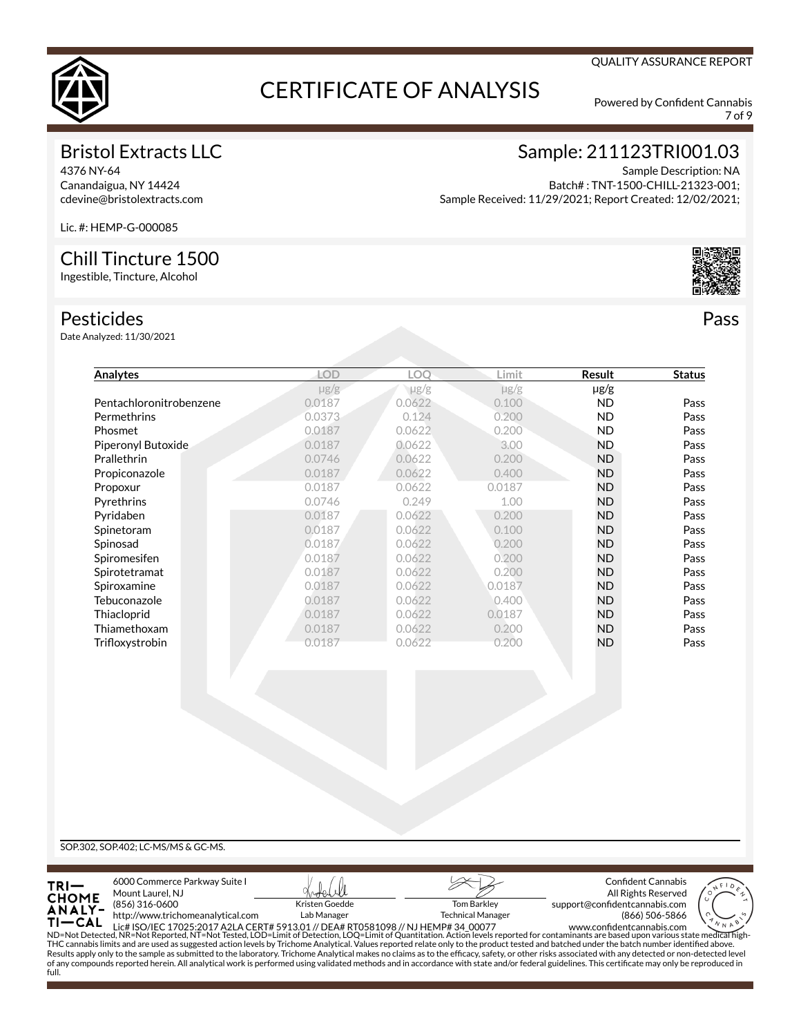QUALITY ASSURANCE REPORT

# CERTIFICATE OF ANALYSIS

Powered by Confident Cannabis

## Bristol Extracts LLC

4376 NY-64
Canandaigua, NY 14424
cdevine@bristolextracts.com

Lic. #: HEMP-G-000085

## Sample: 211123TRI001.03

Sample Description: NA
Batch# : TNT-1500-CHILL-21323-001;
Sample Received: 11/29/2021; Report Created: 12/02/2021;

## Chill Tincture 1500

Ingestible, Tincture, Alcohol

## Pesticides

**Pass**

Date Analyzed: 11/30/2021

| Analytes | LOD | LOQ | Limit | Result | Status |
|---|---|---|---|---|---|
| | μg/g | μg/g | μg/g | μg/g | |
| Pentachloronitrobenzene | 0.0187 | 0.0622 | 0.100 | ND | Pass |
| Permethrins | 0.0373 | 0.124 | 0.200 | ND | Pass |
| Phosmet | 0.0187 | 0.0622 | 0.200 | ND | Pass |
| Piperonyl Butoxide | 0.0187 | 0.0622 | 3.00 | ND | Pass |
| Prallethrin | 0.0746 | 0.0622 | 0.200 | ND | Pass |
| Propiconazole | 0.0187 | 0.0622 | 0.400 | ND | Pass |
| Propoxur | 0.0187 | 0.0622 | 0.0187 | ND | Pass |
| Pyrethrins | 0.0746 | 0.249 | 1.00 | ND | Pass |
| Pyridaben | 0.0187 | 0.0622 | 0.200 | ND | Pass |
| Spinetoram | 0.0187 | 0.0622 | 0.100 | ND | Pass |
| Spinosad | 0.0187 | 0.0622 | 0.200 | ND | Pass |
| Spiromesifen | 0.0187 | 0.0622 | 0.200 | ND | Pass |
| Spirotetramat | 0.0187 | 0.0622 | 0.200 | ND | Pass |
| Spiroxamine | 0.0187 | 0.0622 | 0.0187 | ND | Pass |
| Tebuconazole | 0.0187 | 0.0622 | 0.400 | ND | Pass |
| Thiacloprid | 0.0187 | 0.0622 | 0.0187 | ND | Pass |
| Thiamethoxam | 0.0187 | 0.0622 | 0.200 | ND | Pass |
| Trifloxystrobin | 0.0187 | 0.0622 | 0.200 | ND | Pass |

SOP.302, SOP.402; LC-MS/MS & GC-MS.

TRICHOME ANALYTICAL
6000 Commerce Parkway Suite I
Mount Laurel, NJ
(856) 316-0600
http://www.trichomeanalytical.com
Lic# ISO/IEC 17025:2017 A2LA CERT# 5913.01 // DEA# RT0581098 // NJ HEMP# 34_00077

Kristen Goedde
Lab Manager

Tom Barkley
Technical Manager

Confident Cannabis
All Rights Reserved
support@confidentcannabis.com
(866) 506-5866
www.confidentcannabis.com

ND=Not Detected, NR=Not Reported, NT=Not Tested, LOD=Limit of Detection, LOQ=Limit of Quantitation. Action levels reported for contaminants are based upon various state medical high-THC cannabis limits and are used as suggested action levels by Trichome Analytical. Values reported relate only to the product tested and batched under the batch number identified above. Results apply only to the sample as submitted to the laboratory. Trichome Analytical makes no claims as to the efficacy, safety, or other risks associated with any detected or non-detected level of any compounds reported herein. All analytical work is performed using validated methods and in accordance with state and/or federal guidelines. This certificate may only be reproduced in full.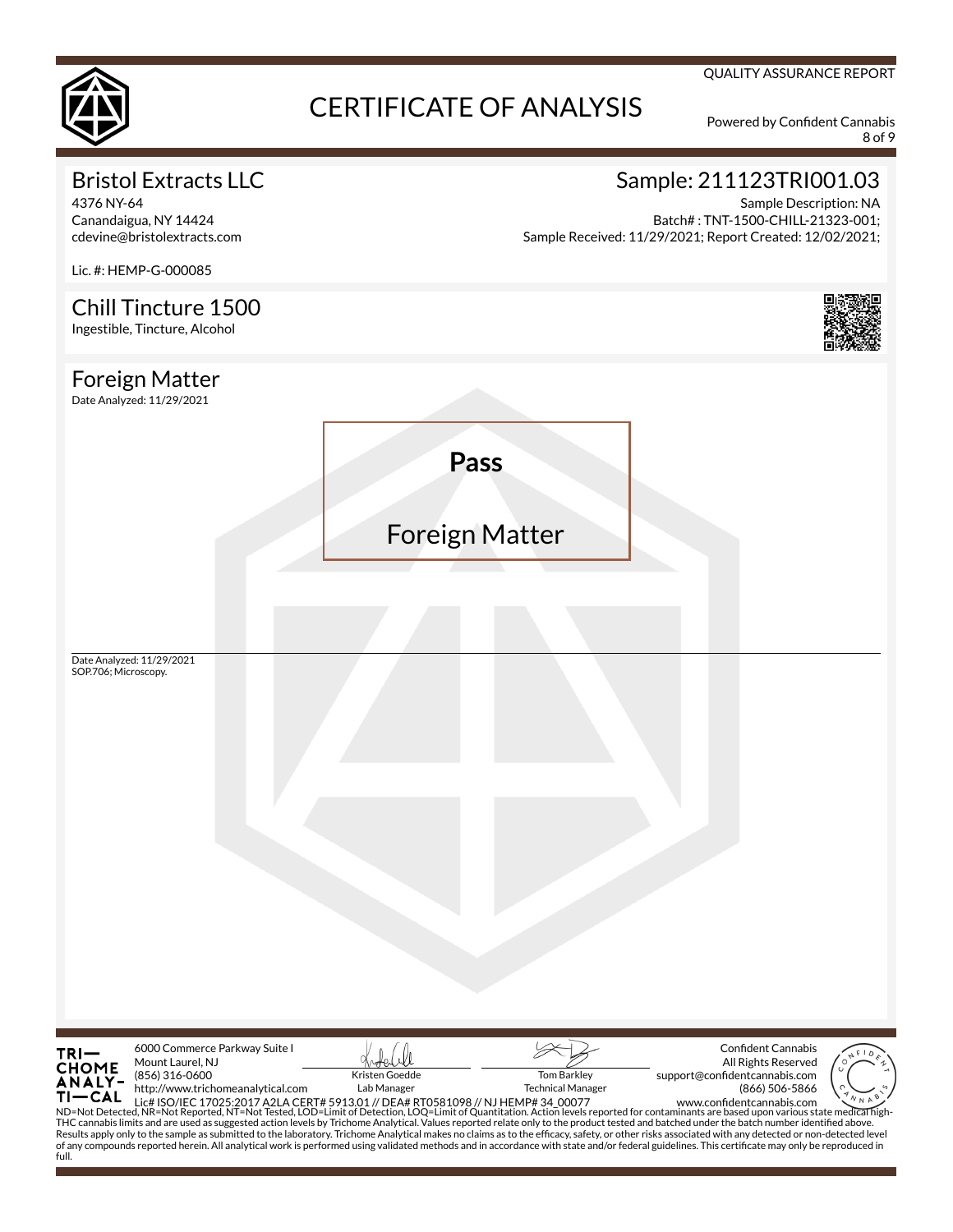# CERTIFICATE OF ANALYSIS

QUALITY ASSURANCE REPORT

Powered by Confident Cannabis

## Bristol Extracts LLC

4376 NY-64
Canandaigua, NY 14424
cdevine@bristolextracts.com

Lic. #: HEMP-G-000085

## Sample: 211123TRI001.03

Sample Description: NA
Batch# : TNT-1500-CHILL-21323-001;
Sample Received: 11/29/2021; Report Created: 12/02/2021;

## Chill Tincture 1500

Ingestible, Tincture, Alcohol

## Foreign Matter

Date Analyzed: 11/29/2021

**Pass**

Foreign Matter

Date Analyzed: 11/29/2021
SOP.706; Microscopy.

TRICHOME ANALYTICAL
6000 Commerce Parkway Suite I
Mount Laurel, NJ
(856) 316-0600
http://www.trichomeanalytical.com
Lic# ISO/IEC 17025:2017 A2LA CERT# 5913.01 // DEA# RT0581098 // NJ HEMP# 34_00077

Kristen Goedde
Lab Manager

Tom Barkley
Technical Manager

Confident Cannabis
All Rights Reserved
support@confidentcannabis.com
(866) 506-5866
www.confidentcannabis.com

ND=Not Detected, NR=Not Reported, NT=Not Tested, LOD=Limit of Detection, LOQ=Limit of Quantitation. Action levels reported for contaminants are based upon various state medical high-THC cannabis limits and are used as suggested action levels by Trichome Analytical. Values reported relate only to the product tested and batched under the batch number identified above. Results apply only to the sample as submitted to the laboratory. Trichome Analytical makes no claims as to the efficacy, safety, or other risks associated with any detected or non-detected level of any compounds reported herein. All analytical work is performed using validated methods and in accordance with state and/or federal guidelines. This certificate may only be reproduced in full.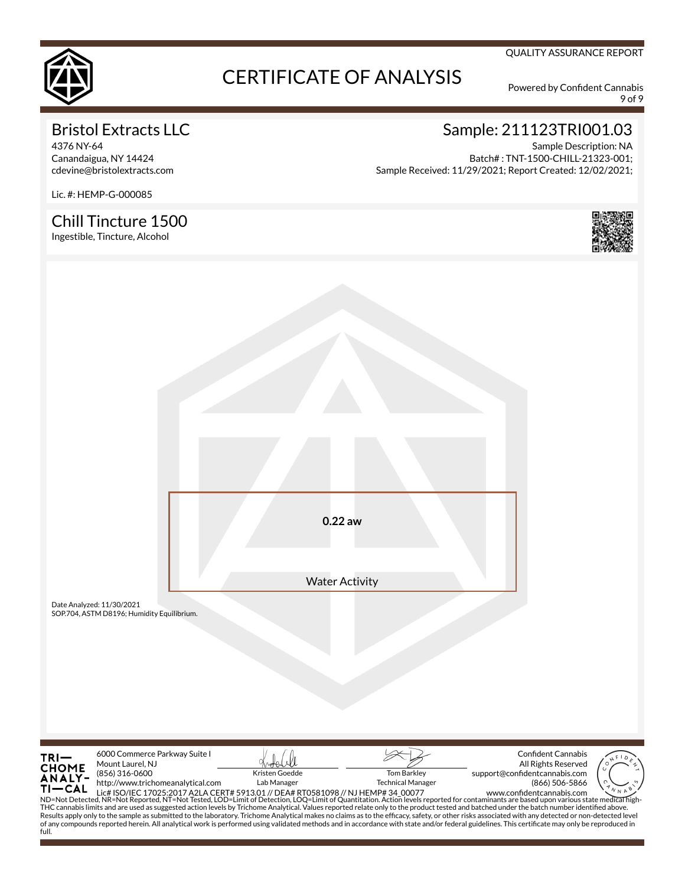QUALITY ASSURANCE REPORT

# CERTIFICATE OF ANALYSIS

Powered by Confident Cannabis

## Bristol Extracts LLC

4376 NY-64
Canandaigua, NY 14424
cdevine@bristolextracts.com

Lic. #: HEMP-G-000085

## Sample: 211123TRI001.03

Sample Description: NA
Batch# : TNT-1500-CHILL-21323-001;
Sample Received: 11/29/2021; Report Created: 12/02/2021;

## Chill Tincture 1500

Ingestible, Tincture, Alcohol

**0.22 aw**

Water Activity

Date Analyzed: 11/30/2021
SOP.704, ASTM D8196; Humidity Equilibrium.

TRICHOME ANALYTICAL
6000 Commerce Parkway Suite I
Mount Laurel, NJ
(856) 316-0600
http://www.trichomeanalytical.com
Lic# ISO/IEC 17025:2017 A2LA CERT# 5913.01 // DEA# RT0581098 // NJ HEMP# 34_00077

Kristen Goedde
Lab Manager

Tom Barkley
Technical Manager

Confident Cannabis
All Rights Reserved
support@confidentcannabis.com
(866) 506-5866
www.confidentcannabis.com

ND=Not Detected, NR=Not Reported, NT=Not Tested, LOD=Limit of Detection, LOQ=Limit of Quantitation. Action levels reported for contaminants are based upon various state medical high-THC cannabis limits and are used as suggested action levels by Trichome Analytical. Values reported relate only to the product tested and batched under the batch number identified above. Results apply only to the sample as submitted to the laboratory. Trichome Analytical makes no claims as to the efficacy, safety, or other risks associated with any detected or non-detected level of any compounds reported herein. All analytical work is performed using validated methods and in accordance with state and/or federal guidelines. This certificate may only be reproduced in full.